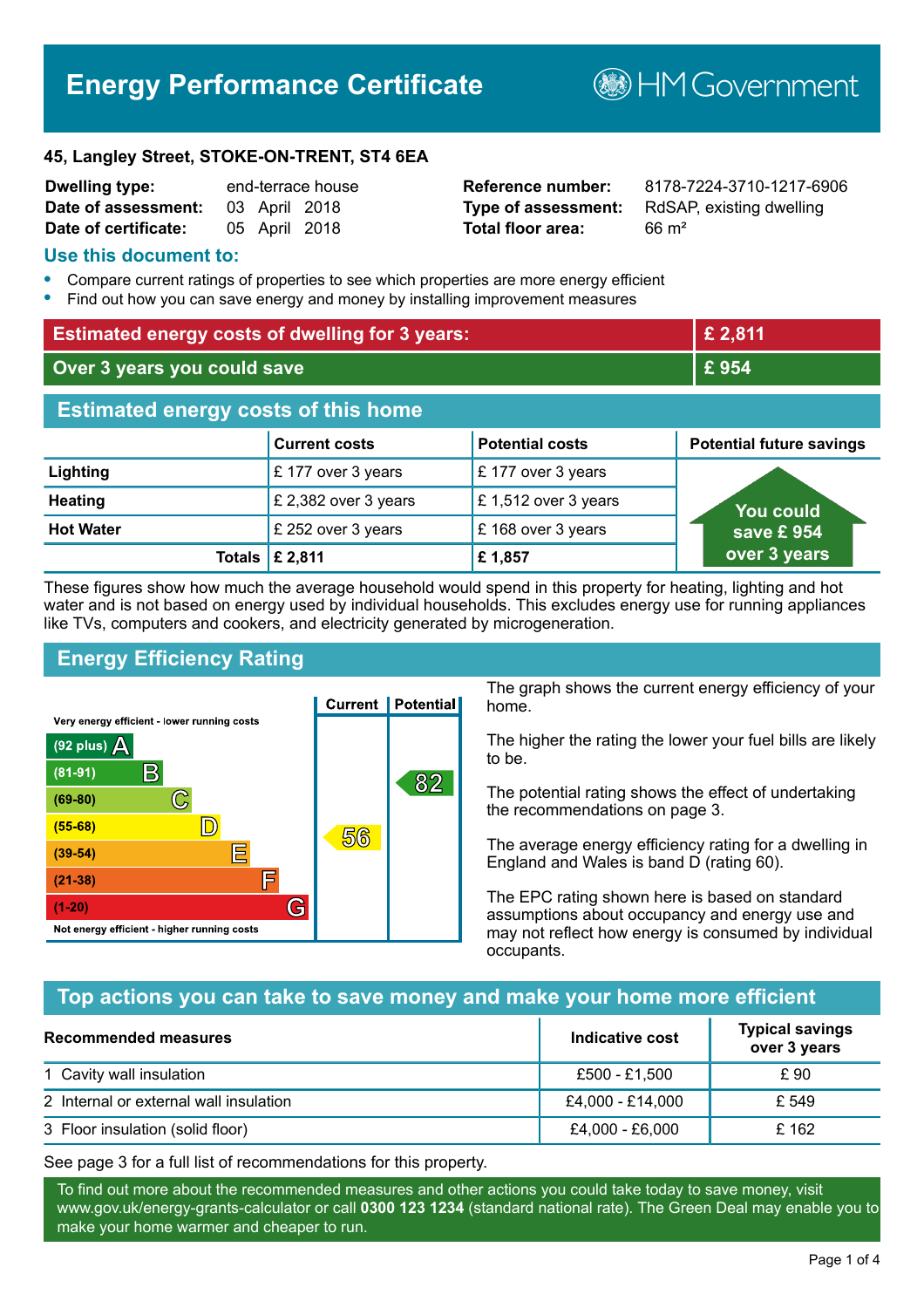# Energy Performance Certificate

HM Government

**45, Langley Street, STOKE-ON-TRENT, ST4 6EA**

| | | | |
|---|---|---|---|
| **Dwelling type:** | end-terrace house | **Reference number:** | 8178-7224-3710-1217-6906 |
| **Date of assessment:** | 03 April 2018 | **Type of assessment:** | RdSAP, existing dwelling |
| **Date of certificate:** | 05 April 2018 | **Total floor area:** | 66 m² |

## Use this document to:

- Compare current ratings of properties to see which properties are more energy efficient
- Find out how you can save energy and money by installing improvement measures

| | |
|---|---|
| **Estimated energy costs of dwelling for 3 years:** | **£ 2,811** |
| **Over 3 years you could save** | **£ 954** |

## Estimated energy costs of this home

| | Current costs | Potential costs | Potential future savings |
|---|---|---|---|
| **Lighting** | £ 177 over 3 years | £ 177 over 3 years | You could save £ 954 over 3 years |
| **Heating** | £ 2,382 over 3 years | £ 1,512 over 3 years | |
| **Hot Water** | £ 252 over 3 years | £ 168 over 3 years | |
| **Totals** | **£ 2,811** | **£ 1,857** | |

These figures show how much the average household would spend in this property for heating, lighting and hot water and is not based on energy used by individual households. This excludes energy use for running appliances like TVs, computers and cookers, and electricity generated by microgeneration.

## Energy Efficiency Rating

Very energy efficient - lower running costs

| Rating | Current | Potential |
|---|---|---|
| (92 plus) A | | |
| (81-91) B | | 82 |
| (69-80) C | | |
| (55-68) D | 56 | |
| (39-54) E | | |
| (21-38) F | | |
| (1-20) G | | |

Not energy efficient - higher running costs

The graph shows the current energy efficiency of your home.

The higher the rating the lower your fuel bills are likely to be.

The potential rating shows the effect of undertaking the recommendations on page 3.

The average energy efficiency rating for a dwelling in England and Wales is band D (rating 60).

The EPC rating shown here is based on standard assumptions about occupancy and energy use and may not reflect how energy is consumed by individual occupants.

## Top actions you can take to save money and make your home more efficient

| Recommended measures | Indicative cost | Typical savings over 3 years |
|---|---|---|
| 1 Cavity wall insulation | £500 - £1,500 | £ 90 |
| 2 Internal or external wall insulation | £4,000 - £14,000 | £ 549 |
| 3 Floor insulation (solid floor) | £4,000 - £6,000 | £ 162 |

See page 3 for a full list of recommendations for this property.

To find out more about the recommended measures and other actions you could take today to save money, visit www.gov.uk/energy-grants-calculator or call **0300 123 1234** (standard national rate). The Green Deal may enable you to make your home warmer and cheaper to run.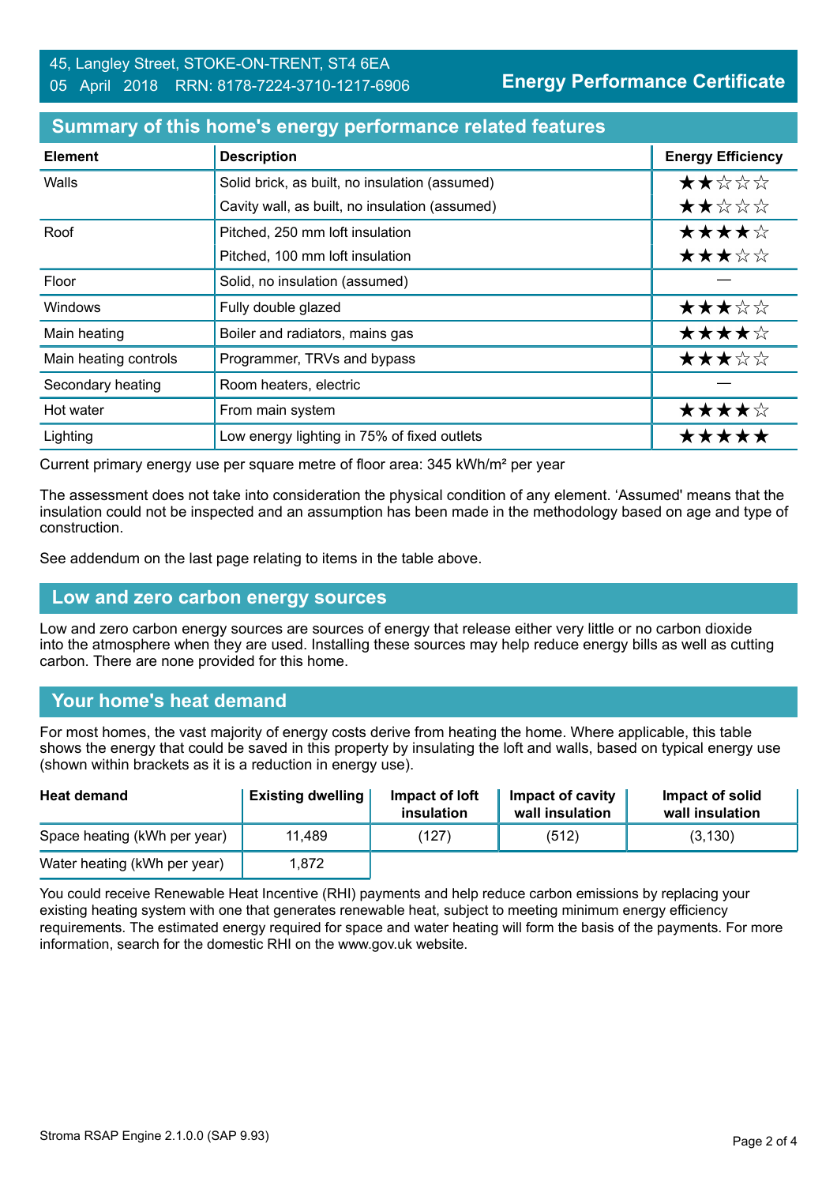45, Langley Street, STOKE-ON-TRENT, ST4 6EA
05 April 2018 RRN: 8178-7224-3710-1217-6906

**Energy Performance Certificate**

## Summary of this home's energy performance related features

| Element | Description | Energy Efficiency |
|---|---|---|
| Walls | Solid brick, as built, no insulation (assumed) | ★★☆☆☆ |
| | Cavity wall, as built, no insulation (assumed) | ★★☆☆☆ |
| Roof | Pitched, 250 mm loft insulation | ★★★★☆ |
| | Pitched, 100 mm loft insulation | ★★★☆☆ |
| Floor | Solid, no insulation (assumed) | — |
| Windows | Fully double glazed | ★★★☆☆ |
| Main heating | Boiler and radiators, mains gas | ★★★★☆ |
| Main heating controls | Programmer, TRVs and bypass | ★★★☆☆ |
| Secondary heating | Room heaters, electric | — |
| Hot water | From main system | ★★★★☆ |
| Lighting | Low energy lighting in 75% of fixed outlets | ★★★★★ |

Current primary energy use per square metre of floor area: 345 kWh/m² per year

The assessment does not take into consideration the physical condition of any element. 'Assumed' means that the insulation could not be inspected and an assumption has been made in the methodology based on age and type of construction.

See addendum on the last page relating to items in the table above.

## Low and zero carbon energy sources

Low and zero carbon energy sources are sources of energy that release either very little or no carbon dioxide into the atmosphere when they are used. Installing these sources may help reduce energy bills as well as cutting carbon. There are none provided for this home.

## Your home's heat demand

For most homes, the vast majority of energy costs derive from heating the home. Where applicable, this table shows the energy that could be saved in this property by insulating the loft and walls, based on typical energy use (shown within brackets as it is a reduction in energy use).

| Heat demand | Existing dwelling | Impact of loft insulation | Impact of cavity wall insulation | Impact of solid wall insulation |
|---|---|---|---|---|
| Space heating (kWh per year) | 11,489 | (127) | (512) | (3,130) |
| Water heating (kWh per year) | 1,872 | | | |

You could receive Renewable Heat Incentive (RHI) payments and help reduce carbon emissions by replacing your existing heating system with one that generates renewable heat, subject to meeting minimum energy efficiency requirements. The estimated energy required for space and water heating will form the basis of the payments. For more information, search for the domestic RHI on the www.gov.uk website.

Stroma RSAP Engine 2.1.0.0 (SAP 9.93)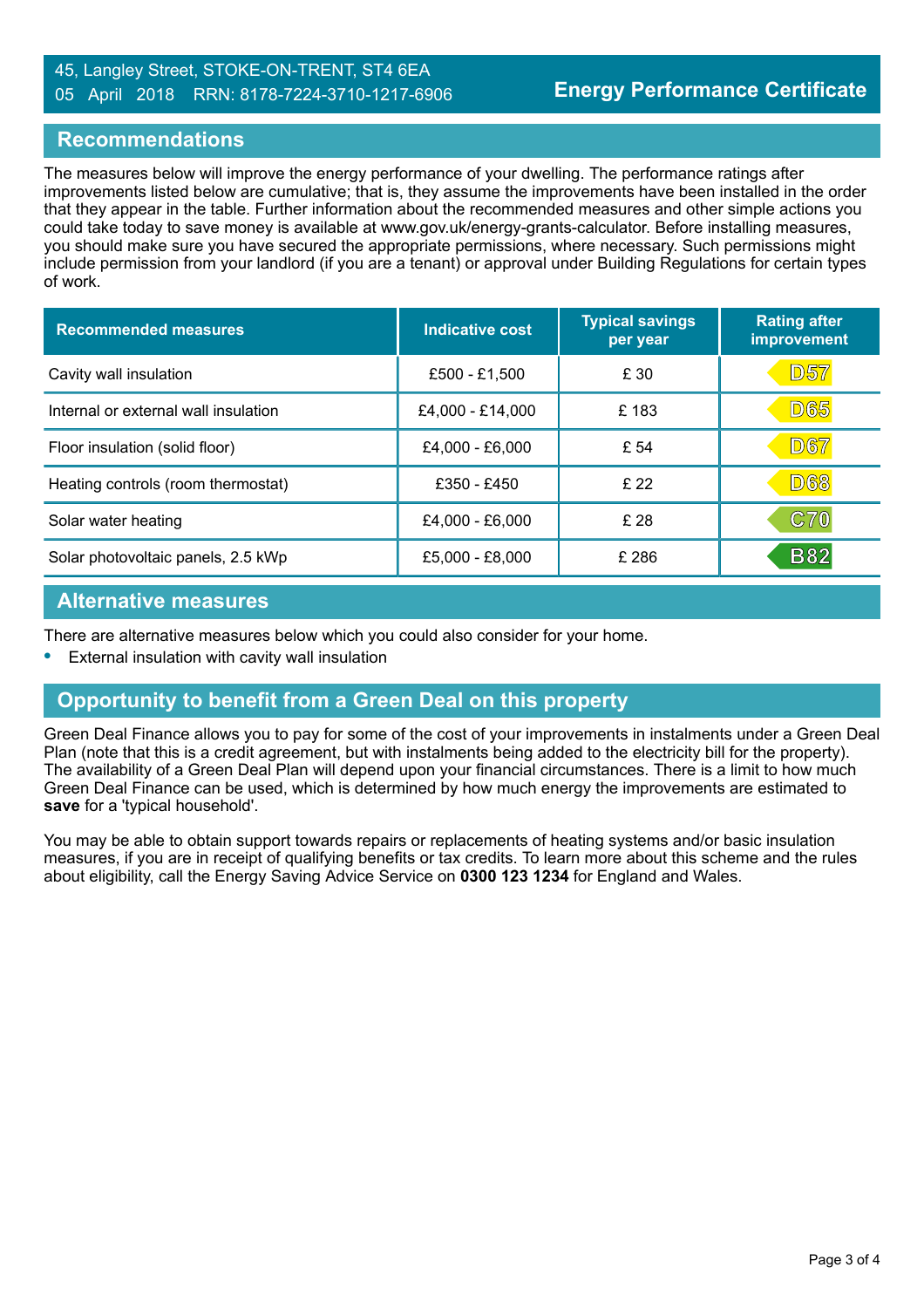45, Langley Street, STOKE-ON-TRENT, ST4 6EA
05 April 2018 RRN: 8178-7224-3710-1217-6906

**Energy Performance Certificate**

## Recommendations

The measures below will improve the energy performance of your dwelling. The performance ratings after improvements listed below are cumulative; that is, they assume the improvements have been installed in the order that they appear in the table. Further information about the recommended measures and other simple actions you could take today to save money is available at www.gov.uk/energy-grants-calculator. Before installing measures, you should make sure you have secured the appropriate permissions, where necessary. Such permissions might include permission from your landlord (if you are a tenant) or approval under Building Regulations for certain types of work.

| Recommended measures | Indicative cost | Typical savings per year | Rating after improvement |
|---|---|---|---|
| Cavity wall insulation | £500 - £1,500 | £ 30 | D57 |
| Internal or external wall insulation | £4,000 - £14,000 | £ 183 | D65 |
| Floor insulation (solid floor) | £4,000 - £6,000 | £ 54 | D67 |
| Heating controls (room thermostat) | £350 - £450 | £ 22 | D68 |
| Solar water heating | £4,000 - £6,000 | £ 28 | C70 |
| Solar photovoltaic panels, 2.5 kWp | £5,000 - £8,000 | £ 286 | B82 |

## Alternative measures

There are alternative measures below which you could also consider for your home.

- External insulation with cavity wall insulation

## Opportunity to benefit from a Green Deal on this property

Green Deal Finance allows you to pay for some of the cost of your improvements in instalments under a Green Deal Plan (note that this is a credit agreement, but with instalments being added to the electricity bill for the property). The availability of a Green Deal Plan will depend upon your financial circumstances. There is a limit to how much Green Deal Finance can be used, which is determined by how much energy the improvements are estimated to **save** for a 'typical household'.

You may be able to obtain support towards repairs or replacements of heating systems and/or basic insulation measures, if you are in receipt of qualifying benefits or tax credits. To learn more about this scheme and the rules about eligibility, call the Energy Saving Advice Service on **0300 123 1234** for England and Wales.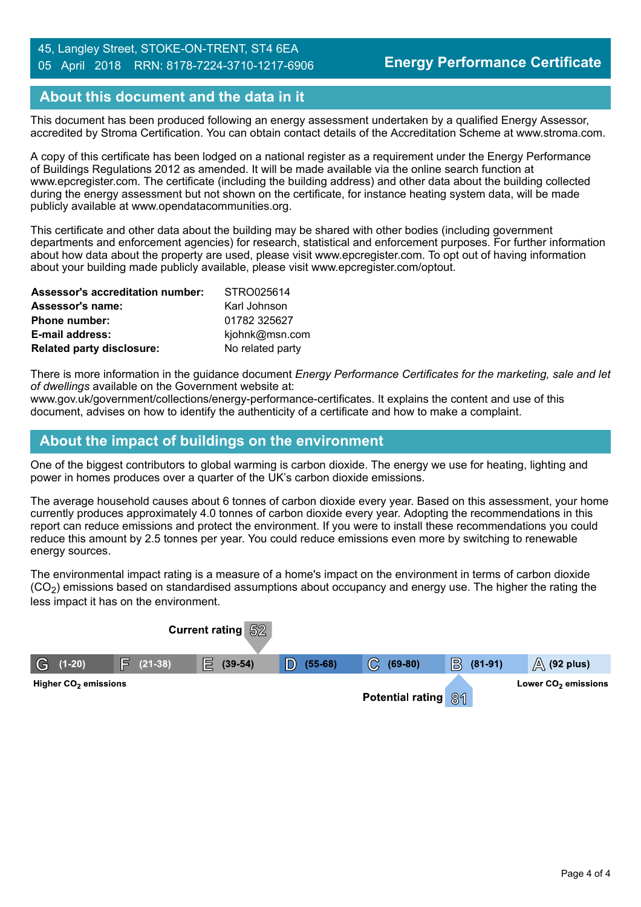45, Langley Street, STOKE-ON-TRENT, ST4 6EA
05 April 2018 RRN: 8178-7224-3710-1217-6906

**Energy Performance Certificate**

## About this document and the data in it

This document has been produced following an energy assessment undertaken by a qualified Energy Assessor, accredited by Stroma Certification. You can obtain contact details of the Accreditation Scheme at www.stroma.com.

A copy of this certificate has been lodged on a national register as a requirement under the Energy Performance of Buildings Regulations 2012 as amended. It will be made available via the online search function at www.epcregister.com. The certificate (including the building address) and other data about the building collected during the energy assessment but not shown on the certificate, for instance heating system data, will be made publicly available at www.opendatacommunities.org.

This certificate and other data about the building may be shared with other bodies (including government departments and enforcement agencies) for research, statistical and enforcement purposes. For further information about how data about the property are used, please visit www.epcregister.com. To opt out of having information about your building made publicly available, please visit www.epcregister.com/optout.

| | |
|---|---|
| **Assessor's accreditation number:** | STRO025614 |
| **Assessor's name:** | Karl Johnson |
| **Phone number:** | 01782 325627 |
| **E-mail address:** | kjohnk@msn.com |
| **Related party disclosure:** | No related party |

There is more information in the guidance document *Energy Performance Certificates for the marketing, sale and let of dwellings* available on the Government website at: www.gov.uk/government/collections/energy-performance-certificates. It explains the content and use of this document, advises on how to identify the authenticity of a certificate and how to make a complaint.

## About the impact of buildings on the environment

One of the biggest contributors to global warming is carbon dioxide. The energy we use for heating, lighting and power in homes produces over a quarter of the UK's carbon dioxide emissions.

The average household causes about 6 tonnes of carbon dioxide every year. Based on this assessment, your home currently produces approximately 4.0 tonnes of carbon dioxide every year. Adopting the recommendations in this report can reduce emissions and protect the environment. If you were to install these recommendations you could reduce this amount by 2.5 tonnes per year. You could reduce emissions even more by switching to renewable energy sources.

The environmental impact rating is a measure of a home's impact on the environment in terms of carbon dioxide ($CO_2$) emissions based on standardised assumptions about occupancy and energy use. The higher the rating the less impact it has on the environment.

Current rating 52

G (1-20)
F (21-38)
E (39-54)
D (55-68)
C (69-80)
B (81-91)
A (92 plus)

Higher $CO_2$ emissions
Lower $CO_2$ emissions

Potential rating 81